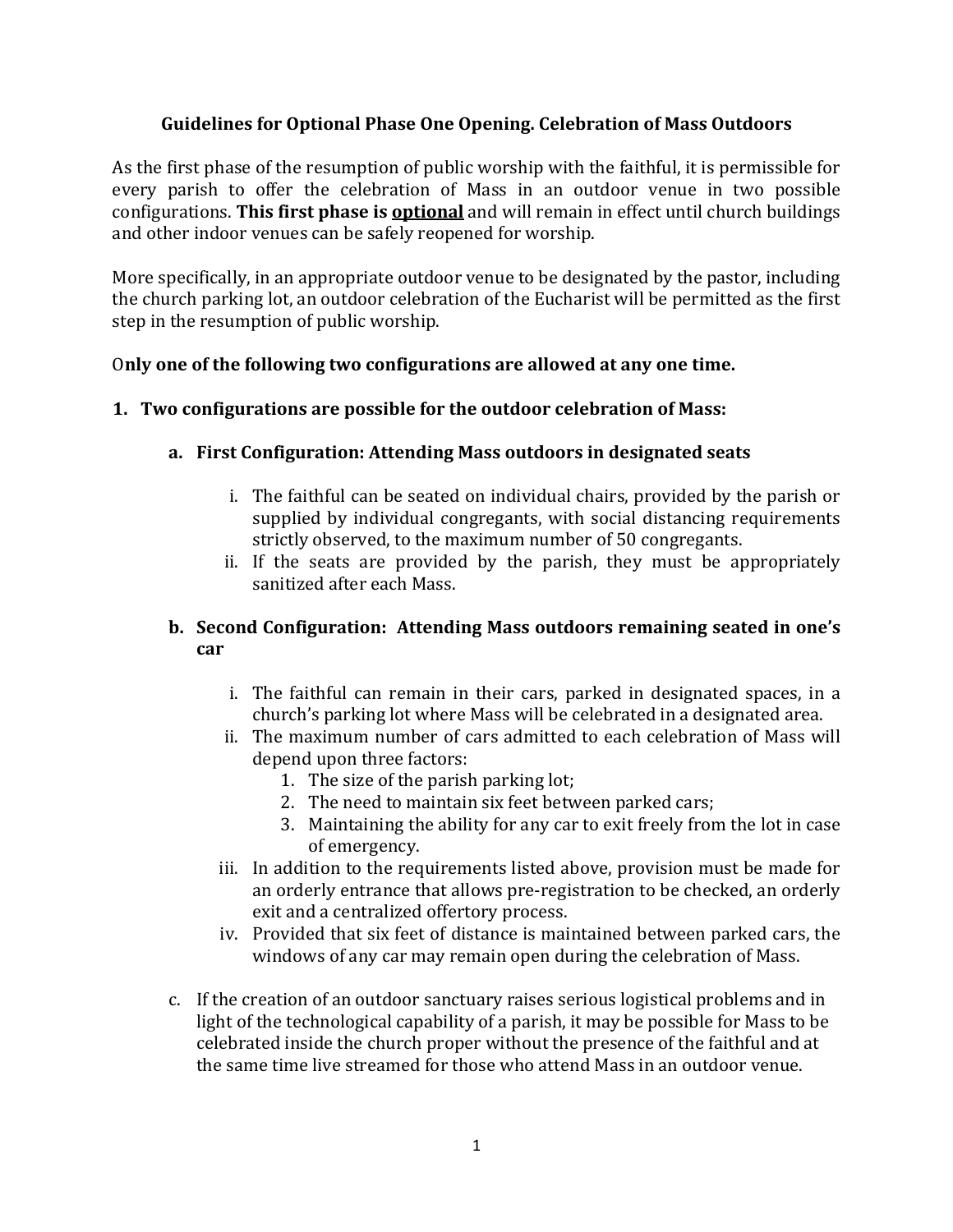## Guidelines for Optional Phase One Opening. Celebration of Mass Outdoors

As the first phase of the resumption of public worship with the faithful, it is permissible for every parish to offer the celebration of Mass in an outdoor venue in two possible configurations. **This first phase is <u>optional</u>** and will remain in effect until church buildings and other indoor venues can be safely reopened for worship.

More specifically, in an appropriate outdoor venue to be designated by the pastor, including the church parking lot, an outdoor celebration of the Eucharist will be permitted as the first step in the resumption of public worship.

O**nly one of the following two configurations are allowed at any one time.**

1. **Two configurations are possible for the outdoor celebration of Mass:**

   a. **First Configuration: Attending Mass outdoors in designated seats**

      i. The faithful can be seated on individual chairs, provided by the parish or supplied by individual congregants, with social distancing requirements strictly observed, to the maximum number of 50 congregants.

      ii. If the seats are provided by the parish, they must be appropriately sanitized after each Mass.

   b. **Second Configuration: Attending Mass outdoors remaining seated in one's car**

      i. The faithful can remain in their cars, parked in designated spaces, in a church's parking lot where Mass will be celebrated in a designated area.

      ii. The maximum number of cars admitted to each celebration of Mass will depend upon three factors:
         1. The size of the parish parking lot;
         2. The need to maintain six feet between parked cars;
         3. Maintaining the ability for any car to exit freely from the lot in case of emergency.

      iii. In addition to the requirements listed above, provision must be made for an orderly entrance that allows pre-registration to be checked, an orderly exit and a centralized offertory process.

      iv. Provided that six feet of distance is maintained between parked cars, the windows of any car may remain open during the celebration of Mass.

   c. If the creation of an outdoor sanctuary raises serious logistical problems and in light of the technological capability of a parish, it may be possible for Mass to be celebrated inside the church proper without the presence of the faithful and at the same time live streamed for those who attend Mass in an outdoor venue.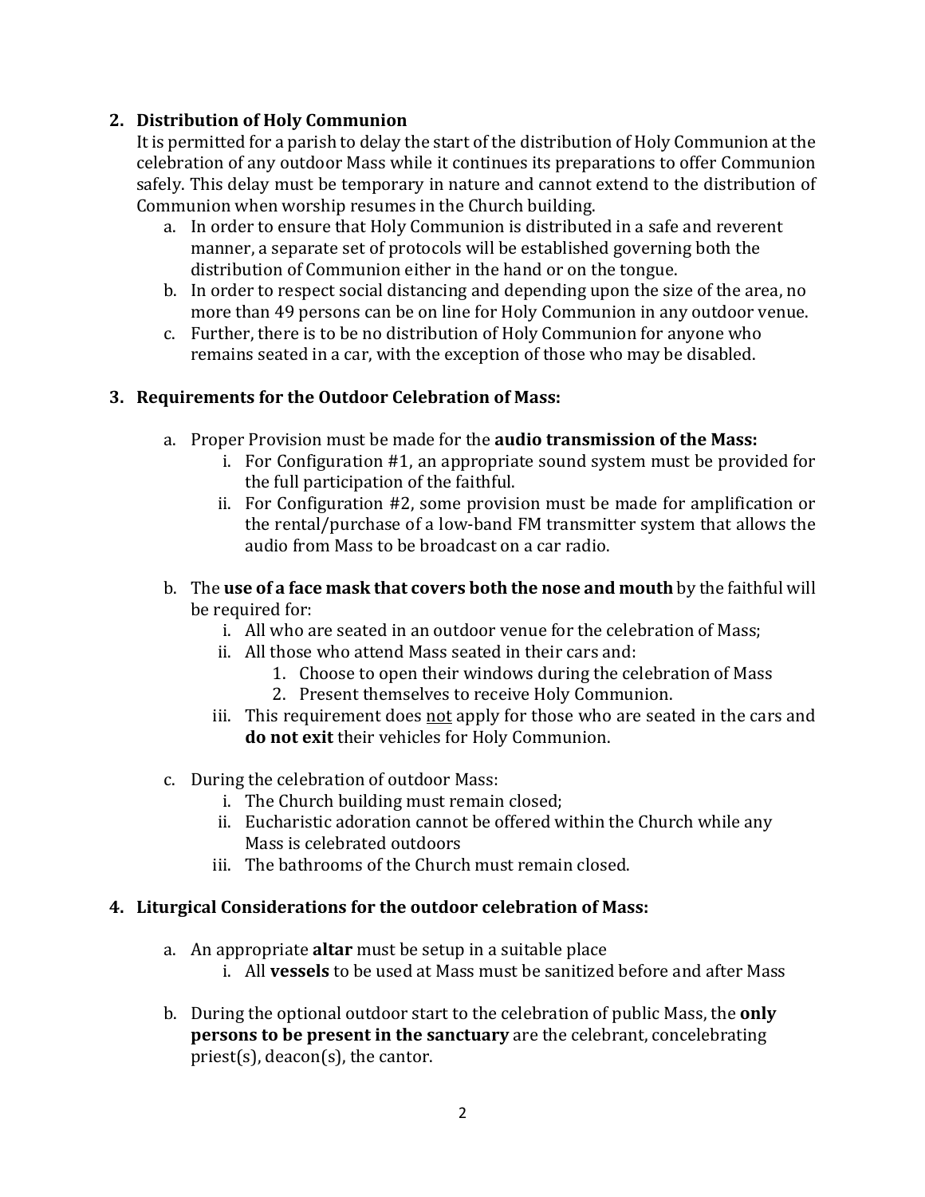2. **Distribution of Holy Communion**

   It is permitted for a parish to delay the start of the distribution of Holy Communion at the celebration of any outdoor Mass while it continues its preparations to offer Communion safely. This delay must be temporary in nature and cannot extend to the distribution of Communion when worship resumes in the Church building.

   a. In order to ensure that Holy Communion is distributed in a safe and reverent manner, a separate set of protocols will be established governing both the distribution of Communion either in the hand or on the tongue.
   b. In order to respect social distancing and depending upon the size of the area, no more than 49 persons can be on line for Holy Communion in any outdoor venue.
   c. Further, there is to be no distribution of Holy Communion for anyone who remains seated in a car, with the exception of those who may be disabled.

3. **Requirements for the Outdoor Celebration of Mass:**

   a. Proper Provision must be made for the **audio transmission of the Mass:**
      i. For Configuration #1, an appropriate sound system must be provided for the full participation of the faithful.
      ii. For Configuration #2, some provision must be made for amplification or the rental/purchase of a low-band FM transmitter system that allows the audio from Mass to be broadcast on a car radio.

   b. The **use of a face mask that covers both the nose and mouth** by the faithful will be required for:
      i. All who are seated in an outdoor venue for the celebration of Mass;
      ii. All those who attend Mass seated in their cars and:
         1. Choose to open their windows during the celebration of Mass
         2. Present themselves to receive Holy Communion.
      iii. This requirement does <u>not</u> apply for those who are seated in the cars and **do not exit** their vehicles for Holy Communion.

   c. During the celebration of outdoor Mass:
      i. The Church building must remain closed;
      ii. Eucharistic adoration cannot be offered within the Church while any Mass is celebrated outdoors
      iii. The bathrooms of the Church must remain closed.

4. **Liturgical Considerations for the outdoor celebration of Mass:**

   a. An appropriate **altar** must be setup in a suitable place
      i. All **vessels** to be used at Mass must be sanitized before and after Mass

   b. During the optional outdoor start to the celebration of public Mass, the **only persons to be present in the sanctuary** are the celebrant, concelebrating priest(s), deacon(s), the cantor.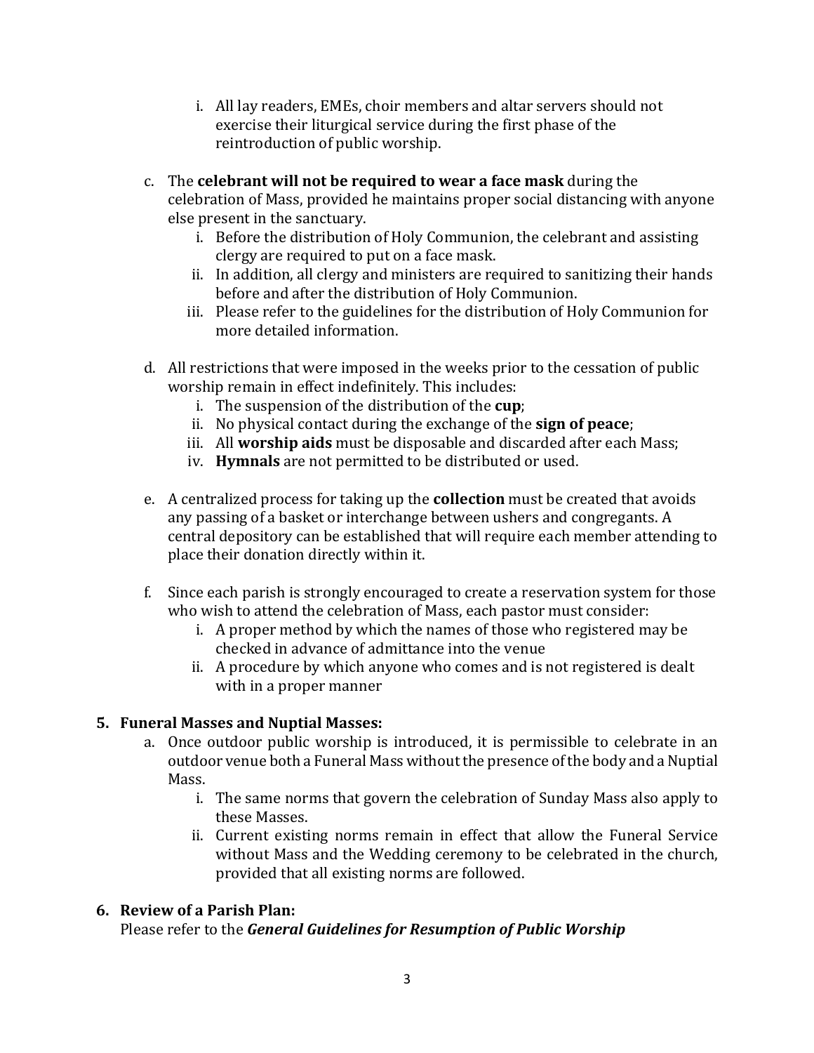- i. All lay readers, EMEs, choir members and altar servers should not exercise their liturgical service during the first phase of the reintroduction of public worship.

c. The **celebrant will not be required to wear a face mask** during the celebration of Mass, provided he maintains proper social distancing with anyone else present in the sanctuary.
   - i. Before the distribution of Holy Communion, the celebrant and assisting clergy are required to put on a face mask.
   - ii. In addition, all clergy and ministers are required to sanitizing their hands before and after the distribution of Holy Communion.
   - iii. Please refer to the guidelines for the distribution of Holy Communion for more detailed information.

d. All restrictions that were imposed in the weeks prior to the cessation of public worship remain in effect indefinitely. This includes:
   - i. The suspension of the distribution of the **cup**;
   - ii. No physical contact during the exchange of the **sign of peace**;
   - iii. All **worship aids** must be disposable and discarded after each Mass;
   - iv. **Hymnals** are not permitted to be distributed or used.

e. A centralized process for taking up the **collection** must be created that avoids any passing of a basket or interchange between ushers and congregants. A central depository can be established that will require each member attending to place their donation directly within it.

f. Since each parish is strongly encouraged to create a reservation system for those who wish to attend the celebration of Mass, each pastor must consider:
   - i. A proper method by which the names of those who registered may be checked in advance of admittance into the venue
   - ii. A procedure by which anyone who comes and is not registered is dealt with in a proper manner

**5. Funeral Masses and Nuptial Masses:**

a. Once outdoor public worship is introduced, it is permissible to celebrate in an outdoor venue both a Funeral Mass without the presence of the body and a Nuptial Mass.
   - i. The same norms that govern the celebration of Sunday Mass also apply to these Masses.
   - ii. Current existing norms remain in effect that allow the Funeral Service without Mass and the Wedding ceremony to be celebrated in the church, provided that all existing norms are followed.

**6. Review of a Parish Plan:**

Please refer to the ***General Guidelines for Resumption of Public Worship***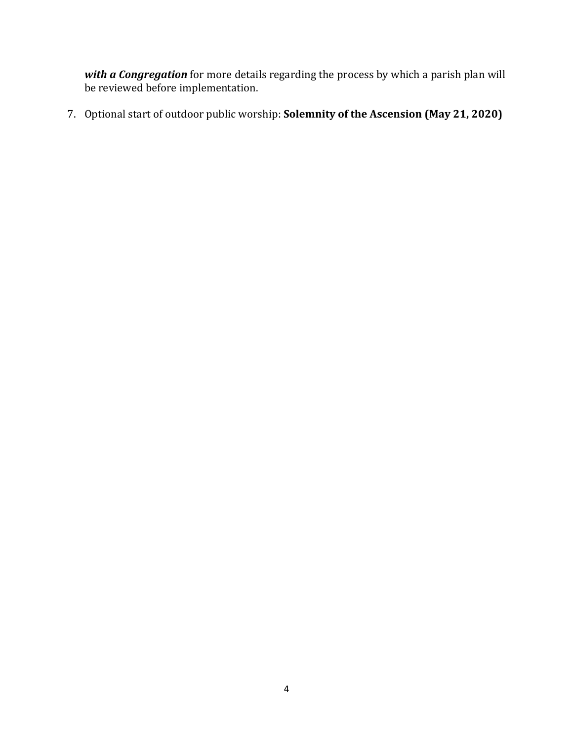***with a Congregation*** for more details regarding the process by which a parish plan will be reviewed before implementation.

7. Optional start of outdoor public worship: **Solemnity of the Ascension (May 21, 2020)**